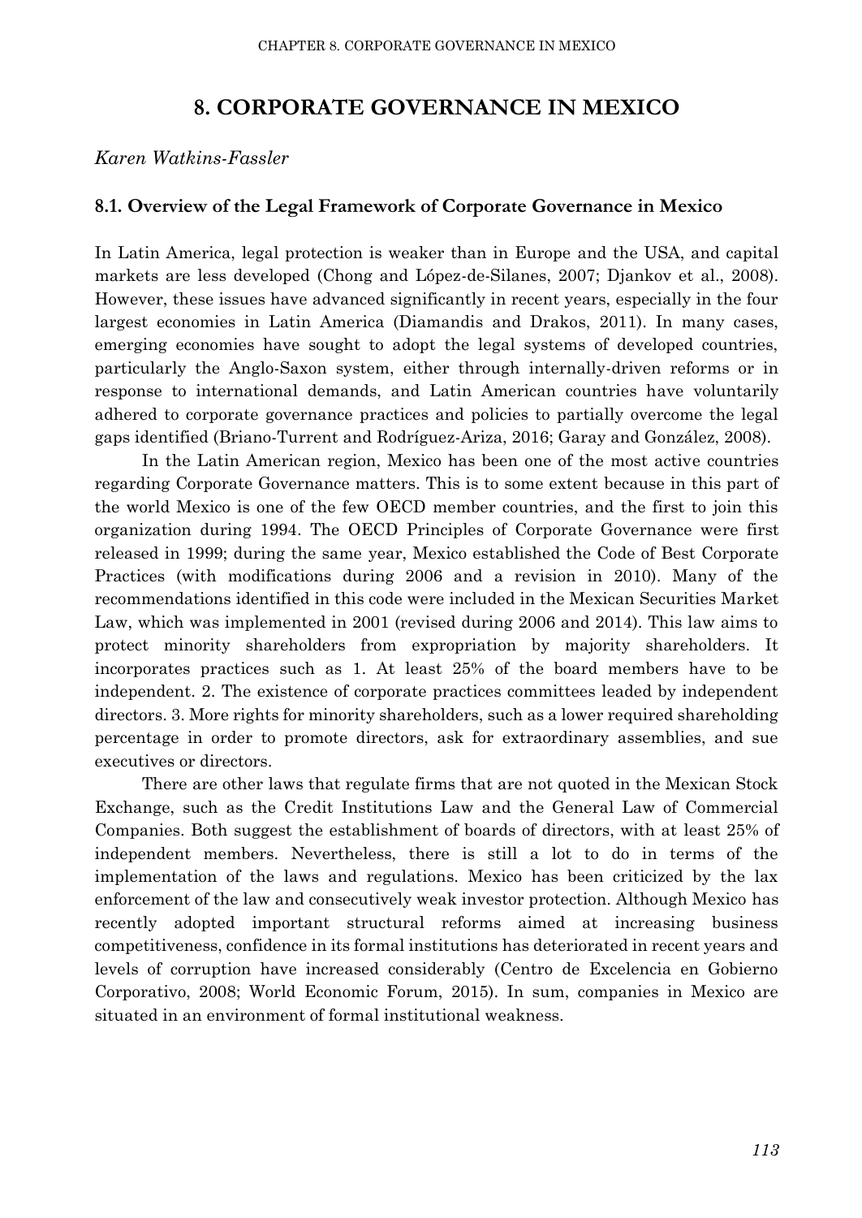# 8. CORPORATE GOVERNANCE IN MEXICO

*Karen Watkins-Fassler*

## 8.1. Overview of the Legal Framework of Corporate Governance in Mexico

In Latin America, legal protection is weaker than in Europe and the USA, and capital markets are less developed (Chong and López-de-Silanes, 2007; Djankov et al., 2008). However, these issues have advanced significantly in recent years, especially in the four largest economies in Latin America (Diamandis and Drakos, 2011). In many cases, emerging economies have sought to adopt the legal systems of developed countries, particularly the Anglo-Saxon system, either through internally-driven reforms or in response to international demands, and Latin American countries have voluntarily adhered to corporate governance practices and policies to partially overcome the legal gaps identified (Briano-Turrent and Rodríguez-Ariza, 2016; Garay and González, 2008).

In the Latin American region, Mexico has been one of the most active countries regarding Corporate Governance matters. This is to some extent because in this part of the world Mexico is one of the few OECD member countries, and the first to join this organization during 1994. The OECD Principles of Corporate Governance were first released in 1999; during the same year, Mexico established the Code of Best Corporate Practices (with modifications during 2006 and a revision in 2010). Many of the recommendations identified in this code were included in the Mexican Securities Market Law, which was implemented in 2001 (revised during 2006 and 2014). This law aims to protect minority shareholders from expropriation by majority shareholders. It incorporates practices such as 1. At least 25% of the board members have to be independent. 2. The existence of corporate practices committees leaded by independent directors. 3. More rights for minority shareholders, such as a lower required shareholding percentage in order to promote directors, ask for extraordinary assemblies, and sue executives or directors.

There are other laws that regulate firms that are not quoted in the Mexican Stock Exchange, such as the Credit Institutions Law and the General Law of Commercial Companies. Both suggest the establishment of boards of directors, with at least 25% of independent members. Nevertheless, there is still a lot to do in terms of the implementation of the laws and regulations. Mexico has been criticized by the lax enforcement of the law and consecutively weak investor protection. Although Mexico has recently adopted important structural reforms aimed at increasing business competitiveness, confidence in its formal institutions has deteriorated in recent years and levels of corruption have increased considerably (Centro de Excelencia en Gobierno Corporativo, 2008; World Economic Forum, 2015). In sum, companies in Mexico are situated in an environment of formal institutional weakness.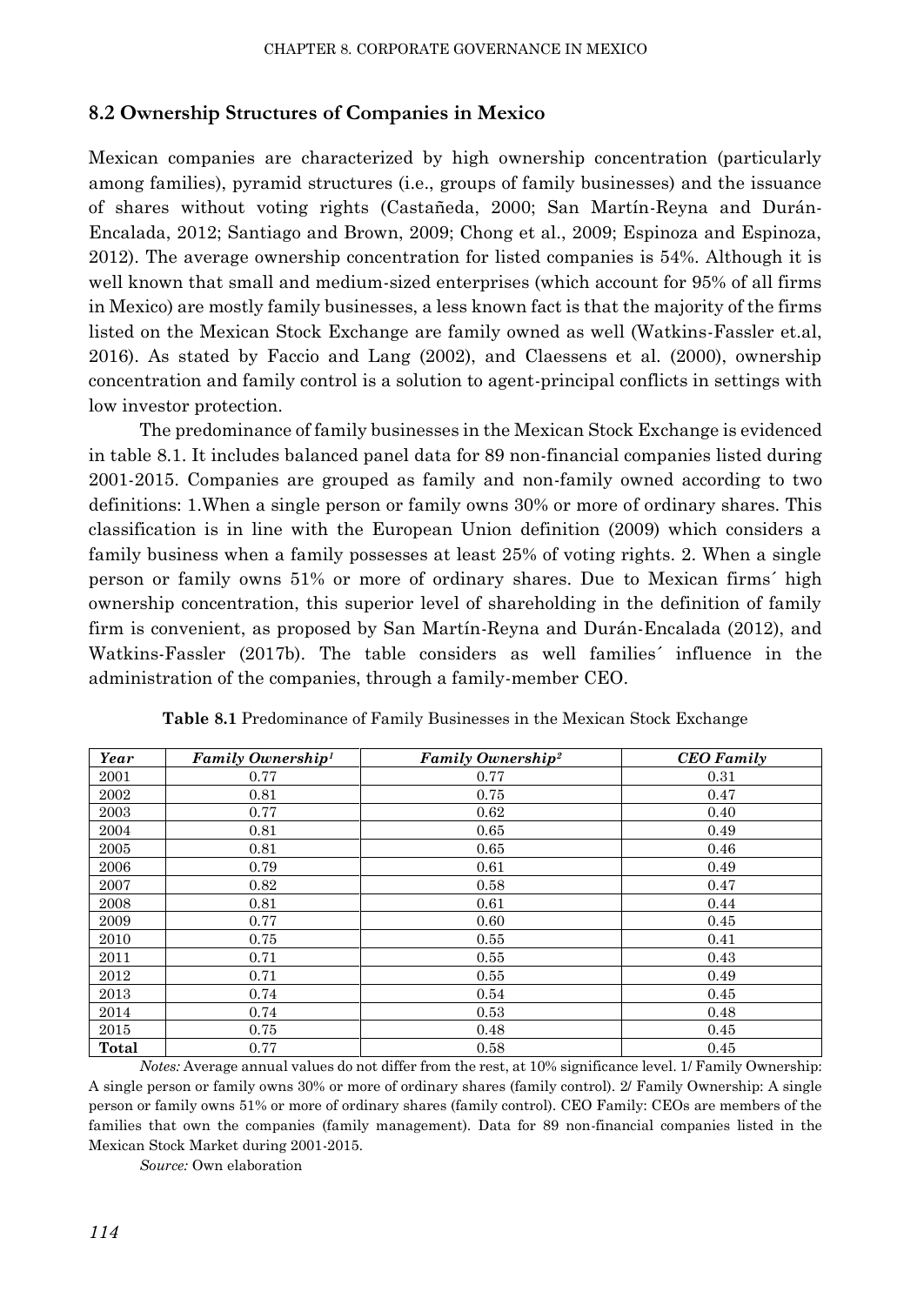## 8.2 Ownership Structures of Companies in Mexico

Mexican companies are characterized by high ownership concentration (particularly among families), pyramid structures (i.e., groups of family businesses) and the issuance of shares without voting rights (Castañeda, 2000; San Martín-Reyna and Durán-Encalada, 2012; Santiago and Brown, 2009; Chong et al., 2009; Espinoza and Espinoza, 2012). The average ownership concentration for listed companies is 54%. Although it is well known that small and medium-sized enterprises (which account for 95% of all firms in Mexico) are mostly family businesses, a less known fact is that the majority of the firms listed on the Mexican Stock Exchange are family owned as well (Watkins-Fassler et.al, 2016). As stated by Faccio and Lang (2002), and Claessens et al. (2000), ownership concentration and family control is a solution to agent-principal conflicts in settings with low investor protection.

The predominance of family businesses in the Mexican Stock Exchange is evidenced in table 8.1. It includes balanced panel data for 89 non-financial companies listed during 2001-2015. Companies are grouped as family and non-family owned according to two definitions: 1.When a single person or family owns 30% or more of ordinary shares. This classification is in line with the European Union definition (2009) which considers a family business when a family possesses at least 25% of voting rights. 2. When a single person or family owns 51% or more of ordinary shares. Due to Mexican firms´ high ownership concentration, this superior level of shareholding in the definition of family firm is convenient, as proposed by San Martín-Reyna and Durán-Encalada (2012), and Watkins-Fassler (2017b). The table considers as well families´ influence in the administration of the companies, through a family-member CEO.

**Table 8.1** Predominance of Family Businesses in the Mexican Stock Exchange

| *Year* | *Family Ownership*[1] | *Family Ownership*[2] | *CEO Family* |
|---|---|---|---|
| 2001 | 0.77 | 0.77 | 0.31 |
| 2002 | 0.81 | 0.75 | 0.47 |
| 2003 | 0.77 | 0.62 | 0.40 |
| 2004 | 0.81 | 0.65 | 0.49 |
| 2005 | 0.81 | 0.65 | 0.46 |
| 2006 | 0.79 | 0.61 | 0.49 |
| 2007 | 0.82 | 0.58 | 0.47 |
| 2008 | 0.81 | 0.61 | 0.44 |
| 2009 | 0.77 | 0.60 | 0.45 |
| 2010 | 0.75 | 0.55 | 0.41 |
| 2011 | 0.71 | 0.55 | 0.43 |
| 2012 | 0.71 | 0.55 | 0.49 |
| 2013 | 0.74 | 0.54 | 0.45 |
| 2014 | 0.74 | 0.53 | 0.48 |
| 2015 | 0.75 | 0.48 | 0.45 |
| **Total** | 0.77 | 0.58 | 0.45 |

*Notes:* Average annual values do not differ from the rest, at 10% significance level. 1/ Family Ownership: A single person or family owns 30% or more of ordinary shares (family control). 2/ Family Ownership: A single person or family owns 51% or more of ordinary shares (family control). CEO Family: CEOs are members of the families that own the companies (family management). Data for 89 non-financial companies listed in the Mexican Stock Market during 2001-2015.

*Source:* Own elaboration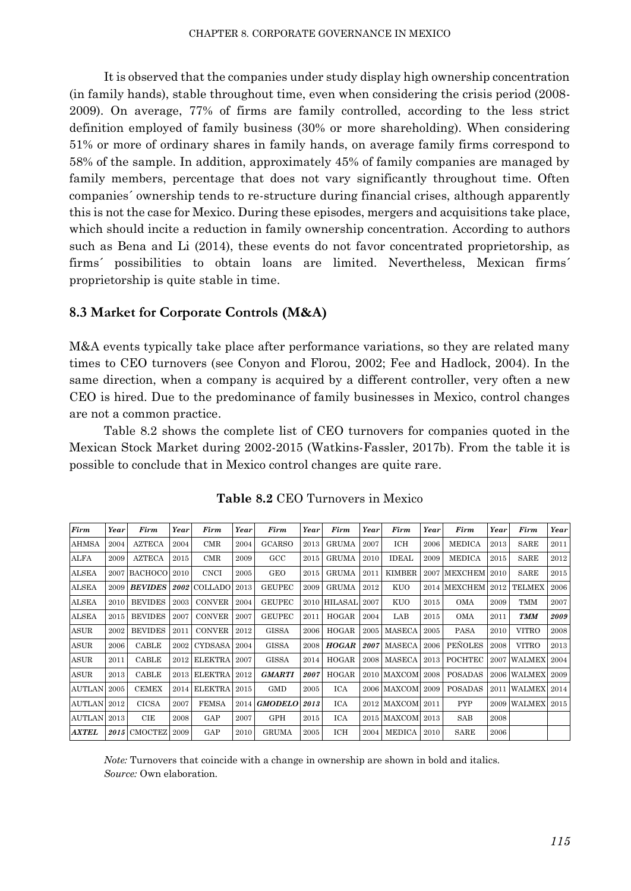It is observed that the companies under study display high ownership concentration (in family hands), stable throughout time, even when considering the crisis period (2008-2009). On average, 77% of firms are family controlled, according to the less strict definition employed of family business (30% or more shareholding). When considering 51% or more of ordinary shares in family hands, on average family firms correspond to 58% of the sample. In addition, approximately 45% of family companies are managed by family members, percentage that does not vary significantly throughout time. Often companies´ ownership tends to re-structure during financial crises, although apparently this is not the case for Mexico. During these episodes, mergers and acquisitions take place, which should incite a reduction in family ownership concentration. According to authors such as Bena and Li (2014), these events do not favor concentrated proprietorship, as firms´ possibilities to obtain loans are limited. Nevertheless, Mexican firms´ proprietorship is quite stable in time.

## 8.3 Market for Corporate Controls (M&A)

M&A events typically take place after performance variations, so they are related many times to CEO turnovers (see Conyon and Florou, 2002; Fee and Hadlock, 2004). In the same direction, when a company is acquired by a different controller, very often a new CEO is hired. Due to the predominance of family businesses in Mexico, control changes are not a common practice.

Table 8.2 shows the complete list of CEO turnovers for companies quoted in the Mexican Stock Market during 2002-2015 (Watkins-Fassler, 2017b). From the table it is possible to conclude that in Mexico control changes are quite rare.

**Table 8.2** CEO Turnovers in Mexico

| *Firm* | *Year* | *Firm* | *Year* | *Firm* | *Year* | *Firm* | *Year* | *Firm* | *Year* | *Firm* | *Year* | *Firm* | *Year* | *Firm* | *Year* |
|---|---|---|---|---|---|---|---|---|---|---|---|---|---|---|---|
| AHMSA | 2004 | AZTECA | 2004 | CMR | 2004 | GCARSO | 2013 | GRUMA | 2007 | ICH | 2006 | MEDICA | 2013 | SARE | 2011 |
| ALFA | 2009 | AZTECA | 2015 | CMR | 2009 | GCC | 2015 | GRUMA | 2010 | IDEAL | 2009 | MEDICA | 2015 | SARE | 2012 |
| ALSEA | 2007 | BACHOCO | 2010 | CNCI | 2005 | GEO | 2015 | GRUMA | 2011 | KIMBER | 2007 | MEXCHEM | 2010 | SARE | 2015 |
| ALSEA | 2009 | ***BEVIDES*** | ***2002*** | COLLADO | 2013 | GEUPEC | 2009 | GRUMA | 2012 | KUO | 2014 | MEXCHEM | 2012 | TELMEX | 2006 |
| ALSEA | 2010 | BEVIDES | 2003 | CONVER | 2004 | GEUPEC | 2010 | HILASAL | 2007 | KUO | 2015 | OMA | 2009 | TMM | 2007 |
| ALSEA | 2015 | BEVIDES | 2007 | CONVER | 2007 | GEUPEC | 2011 | HOGAR | 2004 | LAB | 2015 | OMA | 2011 | ***TMM*** | ***2009*** |
| ASUR | 2002 | BEVIDES | 2011 | CONVER | 2012 | GISSA | 2006 | HOGAR | 2005 | MASECA | 2005 | PASA | 2010 | VITRO | 2008 |
| ASUR | 2006 | CABLE | 2002 | CYDSASA | 2004 | GISSA | 2008 | ***HOGAR*** | ***2007*** | MASECA | 2006 | PEÑOLES | 2008 | VITRO | 2013 |
| ASUR | 2011 | CABLE | 2012 | ELEKTRA | 2007 | GISSA | 2014 | HOGAR | 2008 | MASECA | 2013 | POCHTEC | 2007 | WALMEX | 2004 |
| ASUR | 2013 | CABLE | 2013 | ELEKTRA | 2012 | ***GMARTI*** | ***2007*** | HOGAR | 2010 | MAXCOM | 2008 | POSADAS | 2006 | WALMEX | 2009 |
| AUTLAN | 2005 | CEMEX | 2014 | ELEKTRA | 2015 | GMD | 2005 | ICA | 2006 | MAXCOM | 2009 | POSADAS | 2011 | WALMEX | 2014 |
| AUTLAN | 2012 | CICSA | 2007 | FEMSA | 2014 | ***GMODELO*** | ***2013*** | ICA | 2012 | MAXCOM | 2011 | PYP | 2009 | WALMEX | 2015 |
| AUTLAN | 2013 | CIE | 2008 | GAP | 2007 | GPH | 2015 | ICA | 2015 | MAXCOM | 2013 | SAB | 2008 | | |
| ***AXTEL*** | ***2015*** | CMOCTEZ | 2009 | GAP | 2010 | GRUMA | 2005 | ICH | 2004 | MEDICA | 2010 | SARE | 2006 | | |

*Note:* Turnovers that coincide with a change in ownership are shown in bold and italics.
*Source:* Own elaboration.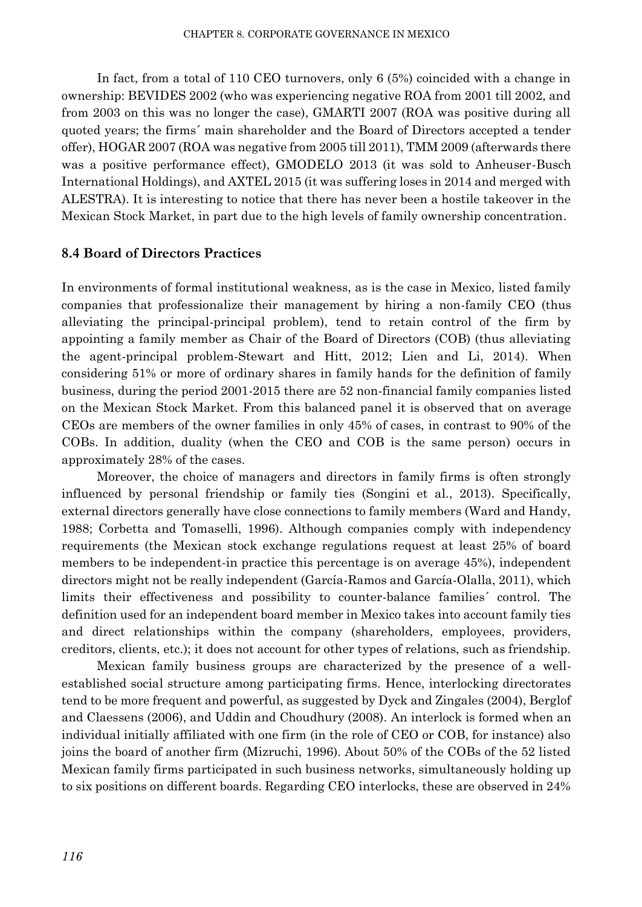In fact, from a total of 110 CEO turnovers, only 6 (5%) coincided with a change in ownership: BEVIDES 2002 (who was experiencing negative ROA from 2001 till 2002, and from 2003 on this was no longer the case), GMARTI 2007 (ROA was positive during all quoted years; the firms´ main shareholder and the Board of Directors accepted a tender offer), HOGAR 2007 (ROA was negative from 2005 till 2011), TMM 2009 (afterwards there was a positive performance effect), GMODELO 2013 (it was sold to Anheuser-Busch International Holdings), and AXTEL 2015 (it was suffering loses in 2014 and merged with ALESTRA). It is interesting to notice that there has never been a hostile takeover in the Mexican Stock Market, in part due to the high levels of family ownership concentration.

### 8.4 Board of Directors Practices

In environments of formal institutional weakness, as is the case in Mexico, listed family companies that professionalize their management by hiring a non-family CEO (thus alleviating the principal-principal problem), tend to retain control of the firm by appointing a family member as Chair of the Board of Directors (COB) (thus alleviating the agent-principal problem-Stewart and Hitt, 2012; Lien and Li, 2014). When considering 51% or more of ordinary shares in family hands for the definition of family business, during the period 2001-2015 there are 52 non-financial family companies listed on the Mexican Stock Market. From this balanced panel it is observed that on average CEOs are members of the owner families in only 45% of cases, in contrast to 90% of the COBs. In addition, duality (when the CEO and COB is the same person) occurs in approximately 28% of the cases.

Moreover, the choice of managers and directors in family firms is often strongly influenced by personal friendship or family ties (Songini et al., 2013). Specifically, external directors generally have close connections to family members (Ward and Handy, 1988; Corbetta and Tomaselli, 1996). Although companies comply with independency requirements (the Mexican stock exchange regulations request at least 25% of board members to be independent-in practice this percentage is on average 45%), independent directors might not be really independent (García-Ramos and García-Olalla, 2011), which limits their effectiveness and possibility to counter-balance families´ control. The definition used for an independent board member in Mexico takes into account family ties and direct relationships within the company (shareholders, employees, providers, creditors, clients, etc.); it does not account for other types of relations, such as friendship.

Mexican family business groups are characterized by the presence of a well-established social structure among participating firms. Hence, interlocking directorates tend to be more frequent and powerful, as suggested by Dyck and Zingales (2004), Berglof and Claessens (2006), and Uddin and Choudhury (2008). An interlock is formed when an individual initially affiliated with one firm (in the role of CEO or COB, for instance) also joins the board of another firm (Mizruchi, 1996). About 50% of the COBs of the 52 listed Mexican family firms participated in such business networks, simultaneously holding up to six positions on different boards. Regarding CEO interlocks, these are observed in 24%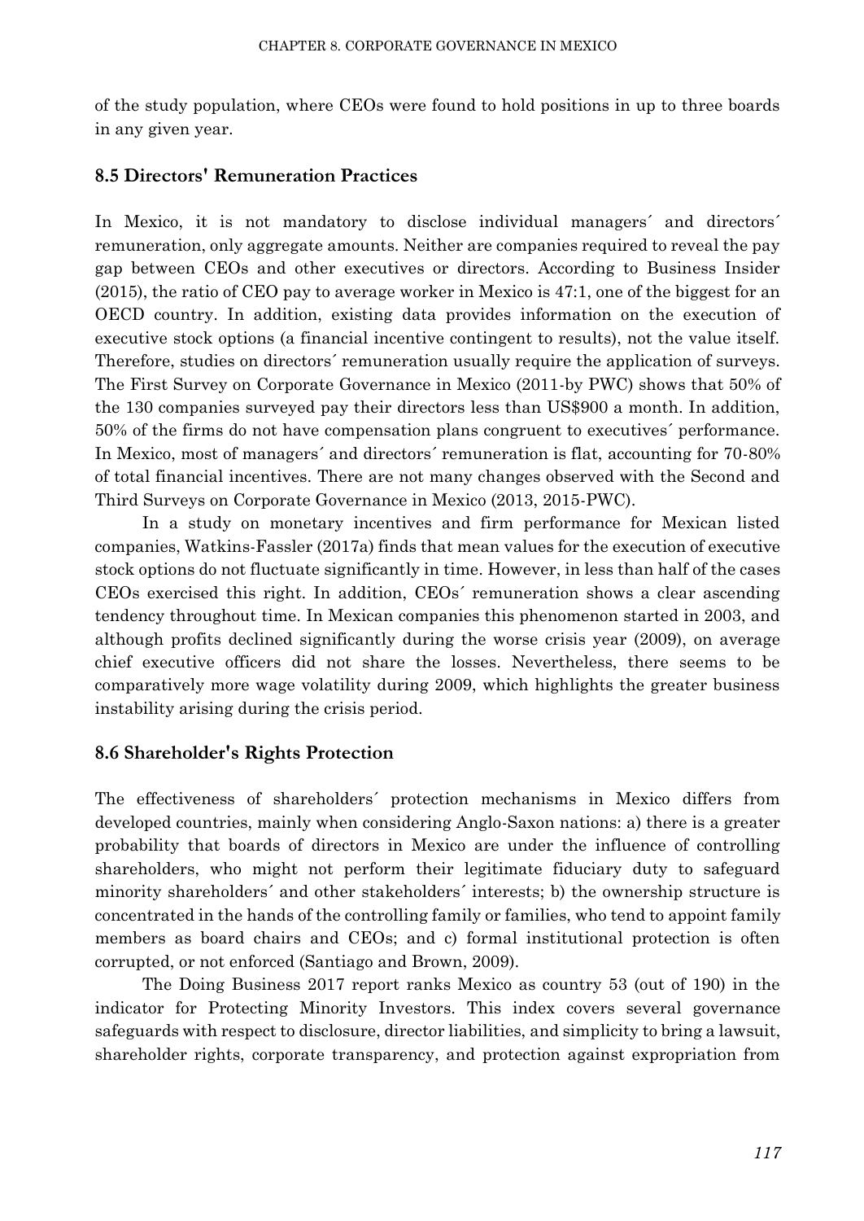of the study population, where CEOs were found to hold positions in up to three boards in any given year.

## 8.5 Directors' Remuneration Practices

In Mexico, it is not mandatory to disclose individual managers´ and directors´ remuneration, only aggregate amounts. Neither are companies required to reveal the pay gap between CEOs and other executives or directors. According to Business Insider (2015), the ratio of CEO pay to average worker in Mexico is 47:1, one of the biggest for an OECD country. In addition, existing data provides information on the execution of executive stock options (a financial incentive contingent to results), not the value itself. Therefore, studies on directors´ remuneration usually require the application of surveys. The First Survey on Corporate Governance in Mexico (2011-by PWC) shows that 50% of the 130 companies surveyed pay their directors less than US$900 a month. In addition, 50% of the firms do not have compensation plans congruent to executives´ performance. In Mexico, most of managers´ and directors´ remuneration is flat, accounting for 70-80% of total financial incentives. There are not many changes observed with the Second and Third Surveys on Corporate Governance in Mexico (2013, 2015-PWC).

In a study on monetary incentives and firm performance for Mexican listed companies, Watkins-Fassler (2017a) finds that mean values for the execution of executive stock options do not fluctuate significantly in time. However, in less than half of the cases CEOs exercised this right. In addition, CEOs´ remuneration shows a clear ascending tendency throughout time. In Mexican companies this phenomenon started in 2003, and although profits declined significantly during the worse crisis year (2009), on average chief executive officers did not share the losses. Nevertheless, there seems to be comparatively more wage volatility during 2009, which highlights the greater business instability arising during the crisis period.

## 8.6 Shareholder's Rights Protection

The effectiveness of shareholders´ protection mechanisms in Mexico differs from developed countries, mainly when considering Anglo-Saxon nations: a) there is a greater probability that boards of directors in Mexico are under the influence of controlling shareholders, who might not perform their legitimate fiduciary duty to safeguard minority shareholders´ and other stakeholders´ interests; b) the ownership structure is concentrated in the hands of the controlling family or families, who tend to appoint family members as board chairs and CEOs; and c) formal institutional protection is often corrupted, or not enforced (Santiago and Brown, 2009).

The Doing Business 2017 report ranks Mexico as country 53 (out of 190) in the indicator for Protecting Minority Investors. This index covers several governance safeguards with respect to disclosure, director liabilities, and simplicity to bring a lawsuit, shareholder rights, corporate transparency, and protection against expropriation from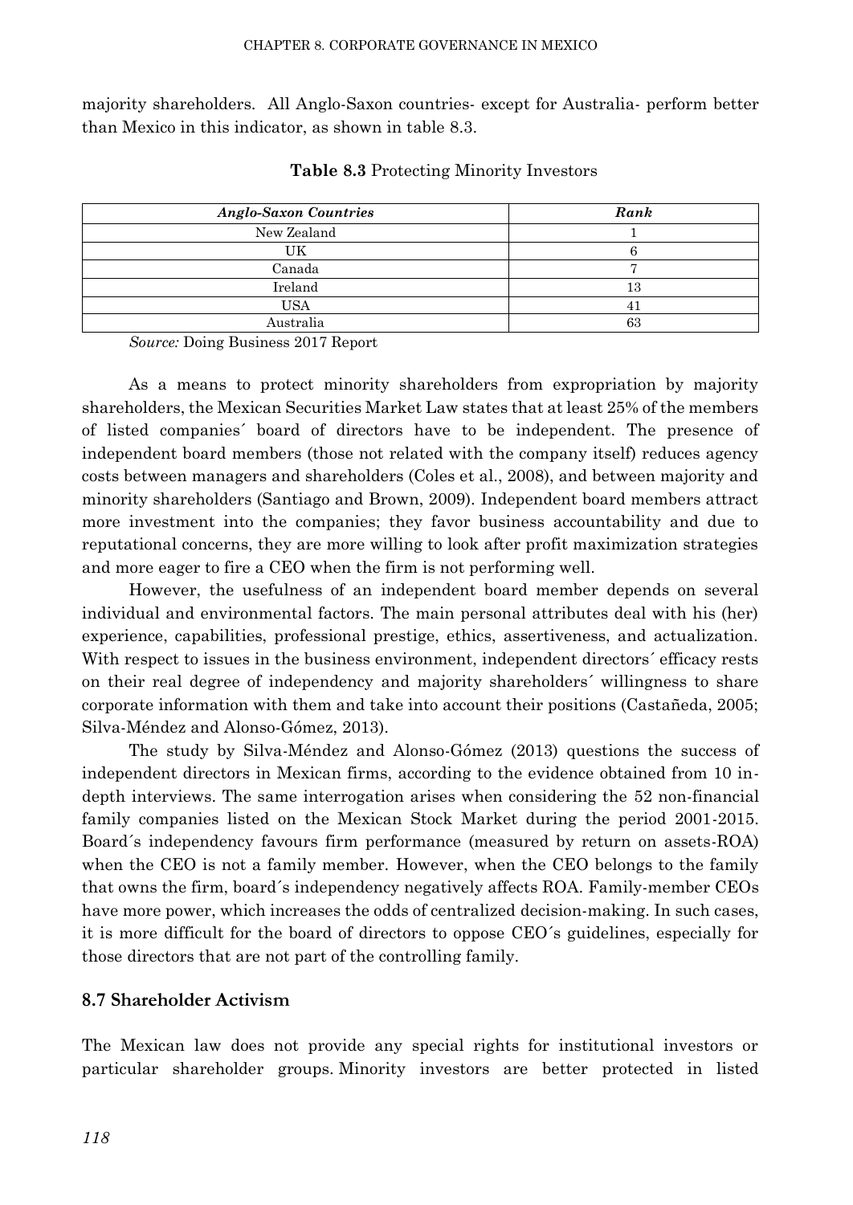majority shareholders. All Anglo-Saxon countries- except for Australia- perform better than Mexico in this indicator, as shown in table 8.3.

**Table 8.3** Protecting Minority Investors

| *Anglo-Saxon Countries* | *Rank* |
|---|---|
| New Zealand | 1 |
| UK | 6 |
| Canada | 7 |
| Ireland | 13 |
| USA | 41 |
| Australia | 63 |

*Source:* Doing Business 2017 Report

As a means to protect minority shareholders from expropriation by majority shareholders, the Mexican Securities Market Law states that at least 25% of the members of listed companies´ board of directors have to be independent. The presence of independent board members (those not related with the company itself) reduces agency costs between managers and shareholders (Coles et al., 2008), and between majority and minority shareholders (Santiago and Brown, 2009). Independent board members attract more investment into the companies; they favor business accountability and due to reputational concerns, they are more willing to look after profit maximization strategies and more eager to fire a CEO when the firm is not performing well.

However, the usefulness of an independent board member depends on several individual and environmental factors. The main personal attributes deal with his (her) experience, capabilities, professional prestige, ethics, assertiveness, and actualization. With respect to issues in the business environment, independent directors´ efficacy rests on their real degree of independency and majority shareholders´ willingness to share corporate information with them and take into account their positions (Castañeda, 2005; Silva-Méndez and Alonso-Gómez, 2013).

The study by Silva-Méndez and Alonso-Gómez (2013) questions the success of independent directors in Mexican firms, according to the evidence obtained from 10 in-depth interviews. The same interrogation arises when considering the 52 non-financial family companies listed on the Mexican Stock Market during the period 2001-2015. Board´s independency favours firm performance (measured by return on assets-ROA) when the CEO is not a family member. However, when the CEO belongs to the family that owns the firm, board´s independency negatively affects ROA. Family-member CEOs have more power, which increases the odds of centralized decision-making. In such cases, it is more difficult for the board of directors to oppose CEO´s guidelines, especially for those directors that are not part of the controlling family.

## 8.7 Shareholder Activism

The Mexican law does not provide any special rights for institutional investors or particular shareholder groups. Minority investors are better protected in listed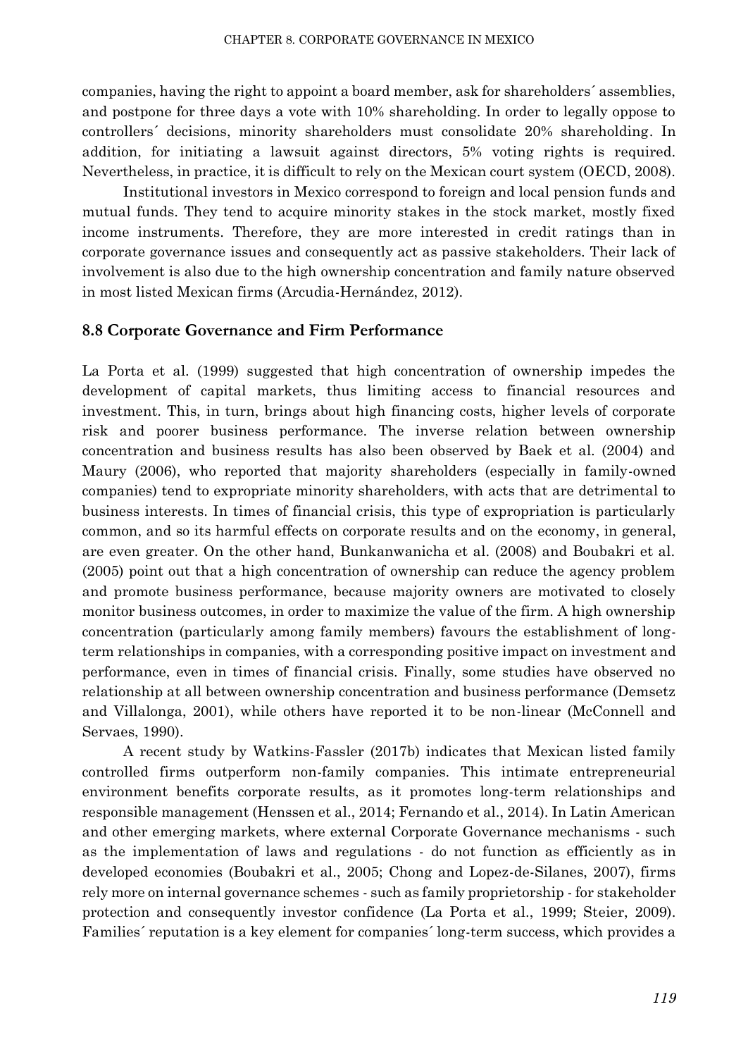companies, having the right to appoint a board member, ask for shareholders´ assemblies, and postpone for three days a vote with 10% shareholding. In order to legally oppose to controllers´ decisions, minority shareholders must consolidate 20% shareholding. In addition, for initiating a lawsuit against directors, 5% voting rights is required. Nevertheless, in practice, it is difficult to rely on the Mexican court system (OECD, 2008).

Institutional investors in Mexico correspond to foreign and local pension funds and mutual funds. They tend to acquire minority stakes in the stock market, mostly fixed income instruments. Therefore, they are more interested in credit ratings than in corporate governance issues and consequently act as passive stakeholders. Their lack of involvement is also due to the high ownership concentration and family nature observed in most listed Mexican firms (Arcudia-Hernández, 2012).

## 8.8 Corporate Governance and Firm Performance

La Porta et al. (1999) suggested that high concentration of ownership impedes the development of capital markets, thus limiting access to financial resources and investment. This, in turn, brings about high financing costs, higher levels of corporate risk and poorer business performance. The inverse relation between ownership concentration and business results has also been observed by Baek et al. (2004) and Maury (2006), who reported that majority shareholders (especially in family-owned companies) tend to expropriate minority shareholders, with acts that are detrimental to business interests. In times of financial crisis, this type of expropriation is particularly common, and so its harmful effects on corporate results and on the economy, in general, are even greater. On the other hand, Bunkanwanicha et al. (2008) and Boubakri et al. (2005) point out that a high concentration of ownership can reduce the agency problem and promote business performance, because majority owners are motivated to closely monitor business outcomes, in order to maximize the value of the firm. A high ownership concentration (particularly among family members) favours the establishment of long-term relationships in companies, with a corresponding positive impact on investment and performance, even in times of financial crisis. Finally, some studies have observed no relationship at all between ownership concentration and business performance (Demsetz and Villalonga, 2001), while others have reported it to be non-linear (McConnell and Servaes, 1990).

A recent study by Watkins-Fassler (2017b) indicates that Mexican listed family controlled firms outperform non-family companies. This intimate entrepreneurial environment benefits corporate results, as it promotes long-term relationships and responsible management (Henssen et al., 2014; Fernando et al., 2014). In Latin American and other emerging markets, where external Corporate Governance mechanisms - such as the implementation of laws and regulations - do not function as efficiently as in developed economies (Boubakri et al., 2005; Chong and Lopez-de-Silanes, 2007), firms rely more on internal governance schemes - such as family proprietorship - for stakeholder protection and consequently investor confidence (La Porta et al., 1999; Steier, 2009). Families´ reputation is a key element for companies´ long-term success, which provides a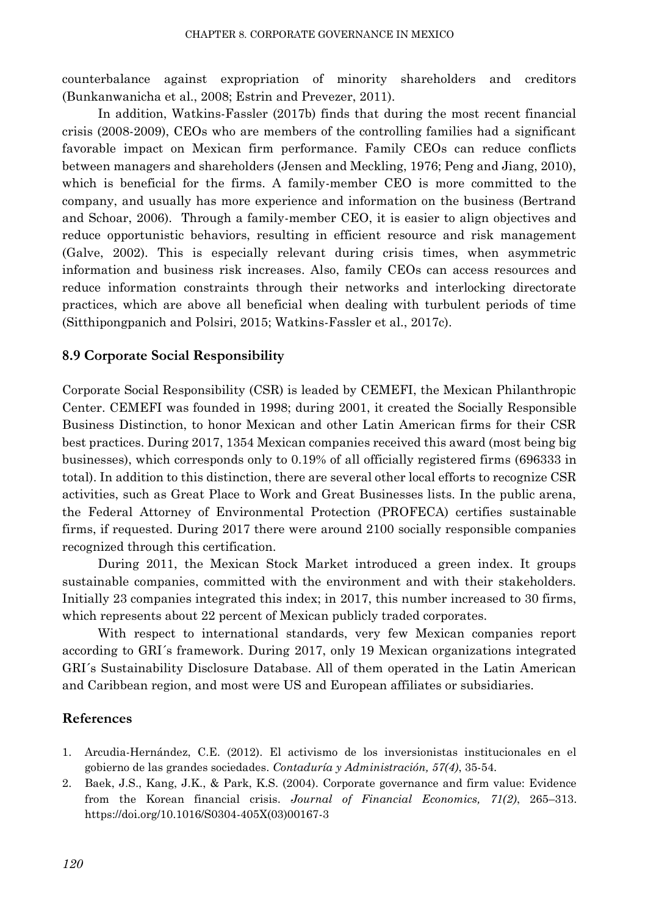counterbalance against expropriation of minority shareholders and creditors (Bunkanwanicha et al., 2008; Estrin and Prevezer, 2011).

In addition, Watkins-Fassler (2017b) finds that during the most recent financial crisis (2008-2009), CEOs who are members of the controlling families had a significant favorable impact on Mexican firm performance. Family CEOs can reduce conflicts between managers and shareholders (Jensen and Meckling, 1976; Peng and Jiang, 2010), which is beneficial for the firms. A family-member CEO is more committed to the company, and usually has more experience and information on the business (Bertrand and Schoar, 2006). Through a family-member CEO, it is easier to align objectives and reduce opportunistic behaviors, resulting in efficient resource and risk management (Galve, 2002). This is especially relevant during crisis times, when asymmetric information and business risk increases. Also, family CEOs can access resources and reduce information constraints through their networks and interlocking directorate practices, which are above all beneficial when dealing with turbulent periods of time (Sitthipongpanich and Polsiri, 2015; Watkins-Fassler et al., 2017c).

## 8.9 Corporate Social Responsibility

Corporate Social Responsibility (CSR) is leaded by CEMEFI, the Mexican Philanthropic Center. CEMEFI was founded in 1998; during 2001, it created the Socially Responsible Business Distinction, to honor Mexican and other Latin American firms for their CSR best practices. During 2017, 1354 Mexican companies received this award (most being big businesses), which corresponds only to 0.19% of all officially registered firms (696333 in total). In addition to this distinction, there are several other local efforts to recognize CSR activities, such as Great Place to Work and Great Businesses lists. In the public arena, the Federal Attorney of Environmental Protection (PROFECA) certifies sustainable firms, if requested. During 2017 there were around 2100 socially responsible companies recognized through this certification.

During 2011, the Mexican Stock Market introduced a green index. It groups sustainable companies, committed with the environment and with their stakeholders. Initially 23 companies integrated this index; in 2017, this number increased to 30 firms, which represents about 22 percent of Mexican publicly traded corporates.

With respect to international standards, very few Mexican companies report according to GRI´s framework. During 2017, only 19 Mexican organizations integrated GRI´s Sustainability Disclosure Database. All of them operated in the Latin American and Caribbean region, and most were US and European affiliates or subsidiaries.

## References

1. Arcudia-Hernández, C.E. (2012). El activismo de los inversionistas institucionales en el gobierno de las grandes sociedades. *Contaduría y Administración, 57(4)*, 35-54.
2. Baek, J.S., Kang, J.K., & Park, K.S. (2004). Corporate governance and firm value: Evidence from the Korean financial crisis. *Journal of Financial Economics, 71(2)*, 265–313. https://doi.org/10.1016/S0304-405X(03)00167-3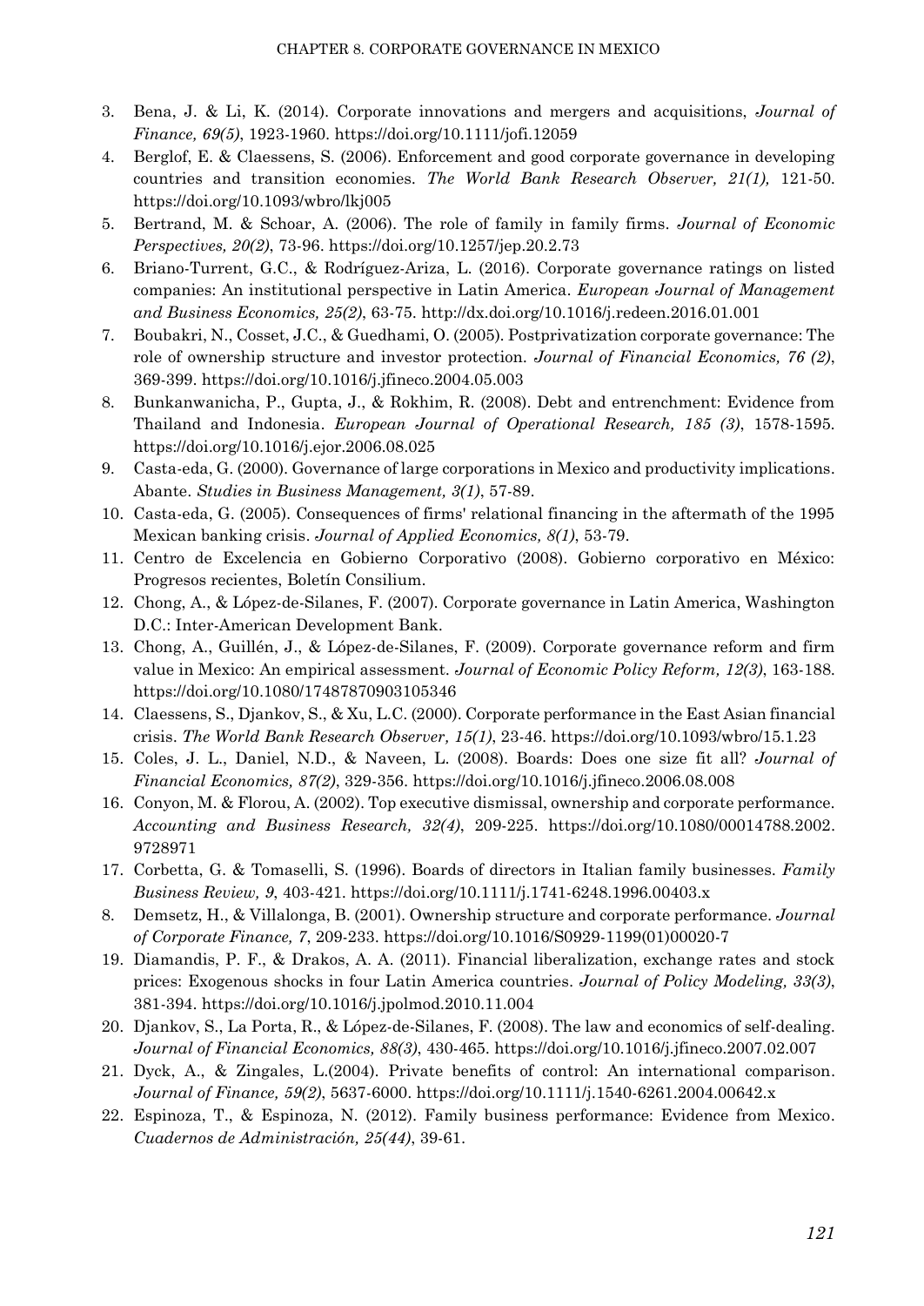3. Bena, J. & Li, K. (2014). Corporate innovations and mergers and acquisitions, *Journal of Finance, 69(5)*, 1923-1960. https://doi.org/10.1111/jofi.12059
4. Berglof, E. & Claessens, S. (2006). Enforcement and good corporate governance in developing countries and transition economies. *The World Bank Research Observer, 21(1),* 121-50. https://doi.org/10.1093/wbro/lkj005
5. Bertrand, M. & Schoar, A. (2006). The role of family in family firms. *Journal of Economic Perspectives, 20(2)*, 73-96. https://doi.org/10.1257/jep.20.2.73
6. Briano-Turrent, G.C., & Rodríguez-Ariza, L. (2016). Corporate governance ratings on listed companies: An institutional perspective in Latin America. *European Journal of Management and Business Economics, 25(2)*, 63-75. http://dx.doi.org/10.1016/j.redeen.2016.01.001
7. Boubakri, N., Cosset, J.C., & Guedhami, O. (2005). Postprivatization corporate governance: The role of ownership structure and investor protection. *Journal of Financial Economics, 76 (2)*, 369-399. https://doi.org/10.1016/j.jfineco.2004.05.003
8. Bunkanwanicha, P., Gupta, J., & Rokhim, R. (2008). Debt and entrenchment: Evidence from Thailand and Indonesia. *European Journal of Operational Research, 185 (3)*, 1578-1595. https://doi.org/10.1016/j.ejor.2006.08.025
9. Casta-eda, G. (2000). Governance of large corporations in Mexico and productivity implications. Abante. *Studies in Business Management, 3(1)*, 57-89.
10. Casta-eda, G. (2005). Consequences of firms' relational financing in the aftermath of the 1995 Mexican banking crisis. *Journal of Applied Economics, 8(1)*, 53-79.
11. Centro de Excelencia en Gobierno Corporativo (2008). Gobierno corporativo en México: Progresos recientes, Boletín Consilium.
12. Chong, A., & López-de-Silanes, F. (2007). Corporate governance in Latin America, Washington D.C.: Inter-American Development Bank.
13. Chong, A., Guillén, J., & López-de-Silanes, F. (2009). Corporate governance reform and firm value in Mexico: An empirical assessment. *Journal of Economic Policy Reform, 12(3)*, 163-188. https://doi.org/10.1080/17487870903105346
14. Claessens, S., Djankov, S., & Xu, L.C. (2000). Corporate performance in the East Asian financial crisis. *The World Bank Research Observer, 15(1)*, 23-46. https://doi.org/10.1093/wbro/15.1.23
15. Coles, J. L., Daniel, N.D., & Naveen, L. (2008). Boards: Does one size fit all? *Journal of Financial Economics, 87(2)*, 329-356. https://doi.org/10.1016/j.jfineco.2006.08.008
16. Conyon, M. & Florou, A. (2002). Top executive dismissal, ownership and corporate performance. *Accounting and Business Research, 32(4)*, 209-225. https://doi.org/10.1080/00014788.2002.9728971
17. Corbetta, G. & Tomaselli, S. (1996). Boards of directors in Italian family businesses. *Family Business Review, 9*, 403-421. https://doi.org/10.1111/j.1741-6248.1996.00403.x
8. Demsetz, H., & Villalonga, B. (2001). Ownership structure and corporate performance. *Journal of Corporate Finance, 7*, 209-233. https://doi.org/10.1016/S0929-1199(01)00020-7
19. Diamandis, P. F., & Drakos, A. A. (2011). Financial liberalization, exchange rates and stock prices: Exogenous shocks in four Latin America countries. *Journal of Policy Modeling, 33(3)*, 381-394. https://doi.org/10.1016/j.jpolmod.2010.11.004
20. Djankov, S., La Porta, R., & López-de-Silanes, F. (2008). The law and economics of self-dealing. *Journal of Financial Economics, 88(3)*, 430-465. https://doi.org/10.1016/j.jfineco.2007.02.007
21. Dyck, A., & Zingales, L.(2004). Private benefits of control: An international comparison. *Journal of Finance, 59(2)*, 5637-6000. https://doi.org/10.1111/j.1540-6261.2004.00642.x
22. Espinoza, T., & Espinoza, N. (2012). Family business performance: Evidence from Mexico. *Cuadernos de Administración, 25(44)*, 39-61.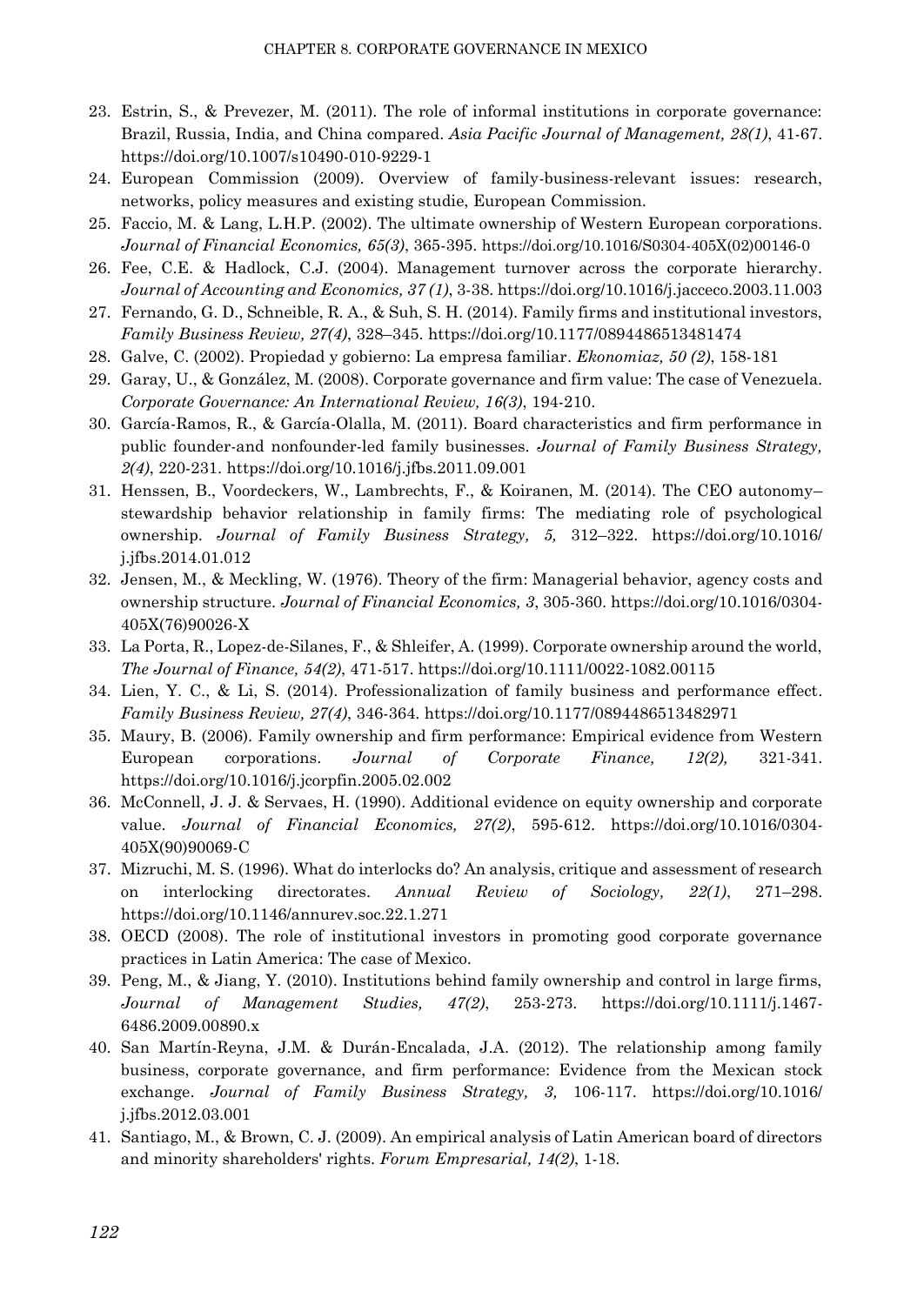23. Estrin, S., & Prevezer, M. (2011). The role of informal institutions in corporate governance: Brazil, Russia, India, and China compared. *Asia Pacific Journal of Management, 28(1)*, 41-67. https://doi.org/10.1007/s10490-010-9229-1
24. European Commission (2009). Overview of family-business-relevant issues: research, networks, policy measures and existing studie, European Commission.
25. Faccio, M. & Lang, L.H.P. (2002). The ultimate ownership of Western European corporations. *Journal of Financial Economics, 65(3)*, 365-395. https://doi.org/10.1016/S0304-405X(02)00146-0
26. Fee, C.E. & Hadlock, C.J. (2004). Management turnover across the corporate hierarchy. *Journal of Accounting and Economics, 37 (1)*, 3-38. https://doi.org/10.1016/j.jacceco.2003.11.003
27. Fernando, G. D., Schneible, R. A., & Suh, S. H. (2014). Family firms and institutional investors, *Family Business Review, 27(4)*, 328–345. https://doi.org/10.1177/0894486513481474
28. Galve, C. (2002). Propiedad y gobierno: La empresa familiar. *Ekonomiaz, 50 (2)*, 158-181
29. Garay, U., & González, M. (2008). Corporate governance and firm value: The case of Venezuela. *Corporate Governance: An International Review, 16(3)*, 194-210.
30. García-Ramos, R., & García-Olalla, M. (2011). Board characteristics and firm performance in public founder-and nonfounder-led family businesses. *Journal of Family Business Strategy, 2(4)*, 220-231. https://doi.org/10.1016/j.jfbs.2011.09.001
31. Henssen, B., Voordeckers, W., Lambrechts, F., & Koiranen, M. (2014). The CEO autonomy–stewardship behavior relationship in family firms: The mediating role of psychological ownership. *Journal of Family Business Strategy, 5,* 312–322. https://doi.org/10.1016/j.jfbs.2014.01.012
32. Jensen, M., & Meckling, W. (1976). Theory of the firm: Managerial behavior, agency costs and ownership structure. *Journal of Financial Economics, 3*, 305-360. https://doi.org/10.1016/0304-405X(76)90026-X
33. La Porta, R., Lopez-de-Silanes, F., & Shleifer, A. (1999). Corporate ownership around the world, *The Journal of Finance, 54(2)*, 471-517. https://doi.org/10.1111/0022-1082.00115
34. Lien, Y. C., & Li, S. (2014). Professionalization of family business and performance effect. *Family Business Review, 27(4)*, 346-364. https://doi.org/10.1177/0894486513482971
35. Maury, B. (2006). Family ownership and firm performance: Empirical evidence from Western European corporations. *Journal of Corporate Finance, 12(2),* 321-341. https://doi.org/10.1016/j.jcorpfin.2005.02.002
36. McConnell, J. J. & Servaes, H. (1990). Additional evidence on equity ownership and corporate value. *Journal of Financial Economics, 27(2)*, 595-612. https://doi.org/10.1016/0304-405X(90)90069-C
37. Mizruchi, M. S. (1996). What do interlocks do? An analysis, critique and assessment of research on interlocking directorates. *Annual Review of Sociology, 22(1)*, 271–298. https://doi.org/10.1146/annurev.soc.22.1.271
38. OECD (2008). The role of institutional investors in promoting good corporate governance practices in Latin America: The case of Mexico.
39. Peng, M., & Jiang, Y. (2010). Institutions behind family ownership and control in large firms, *Journal of Management Studies, 47(2)*, 253-273. https://doi.org/10.1111/j.1467-6486.2009.00890.x
40. San Martín-Reyna, J.M. & Durán-Encalada, J.A. (2012). The relationship among family business, corporate governance, and firm performance: Evidence from the Mexican stock exchange. *Journal of Family Business Strategy, 3,* 106-117. https://doi.org/10.1016/j.jfbs.2012.03.001
41. Santiago, M., & Brown, C. J. (2009). An empirical analysis of Latin American board of directors and minority shareholders' rights. *Forum Empresarial, 14(2)*, 1-18.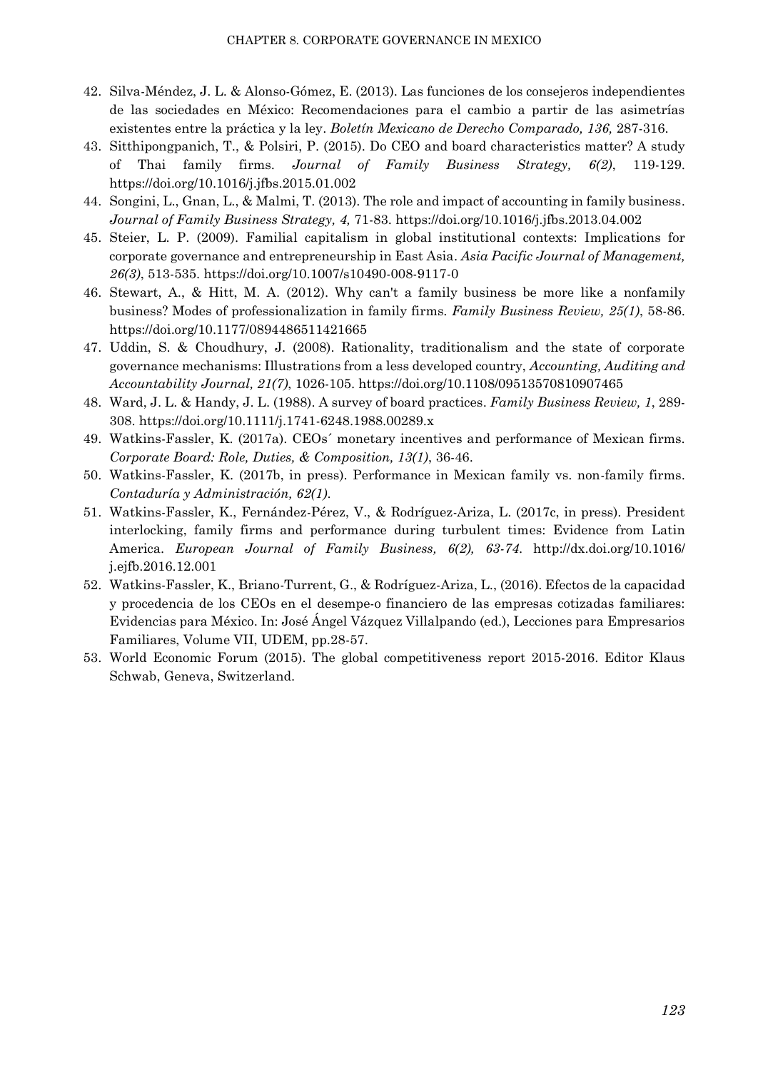42. Silva-Méndez, J. L. & Alonso-Gómez, E. (2013). Las funciones de los consejeros independientes de las sociedades en México: Recomendaciones para el cambio a partir de las asimetrías existentes entre la práctica y la ley. *Boletín Mexicano de Derecho Comparado, 136,* 287-316.
43. Sitthipongpanich, T., & Polsiri, P. (2015). Do CEO and board characteristics matter? A study of Thai family firms. *Journal of Family Business Strategy, 6(2)*, 119-129. https://doi.org/10.1016/j.jfbs.2015.01.002
44. Songini, L., Gnan, L., & Malmi, T. (2013). The role and impact of accounting in family business. *Journal of Family Business Strategy, 4,* 71-83. https://doi.org/10.1016/j.jfbs.2013.04.002
45. Steier, L. P. (2009). Familial capitalism in global institutional contexts: Implications for corporate governance and entrepreneurship in East Asia. *Asia Pacific Journal of Management, 26(3)*, 513-535. https://doi.org/10.1007/s10490-008-9117-0
46. Stewart, A., & Hitt, M. A. (2012). Why can't a family business be more like a nonfamily business? Modes of professionalization in family firms. *Family Business Review, 25(1)*, 58-86. https://doi.org/10.1177/0894486511421665
47. Uddin, S. & Choudhury, J. (2008). Rationality, traditionalism and the state of corporate governance mechanisms: Illustrations from a less developed country, *Accounting, Auditing and Accountability Journal, 21(7)*, 1026-105. https://doi.org/10.1108/09513570810907465
48. Ward, J. L. & Handy, J. L. (1988). A survey of board practices. *Family Business Review, 1*, 289-308. https://doi.org/10.1111/j.1741-6248.1988.00289.x
49. Watkins-Fassler, K. (2017a). CEOs´ monetary incentives and performance of Mexican firms. *Corporate Board: Role, Duties, & Composition, 13(1)*, 36-46.
50. Watkins-Fassler, K. (2017b, in press). Performance in Mexican family vs. non-family firms. *Contaduría y Administración, 62(1).*
51. Watkins-Fassler, K., Fernández-Pérez, V., & Rodríguez-Ariza, L. (2017c, in press). President interlocking, family firms and performance during turbulent times: Evidence from Latin America. *European Journal of Family Business, 6(2), 63-74.* http://dx.doi.org/10.1016/j.ejfb.2016.12.001
52. Watkins-Fassler, K., Briano-Turrent, G., & Rodríguez-Ariza, L., (2016). Efectos de la capacidad y procedencia de los CEOs en el desempe-o financiero de las empresas cotizadas familiares: Evidencias para México. In: José Ángel Vázquez Villalpando (ed.), Lecciones para Empresarios Familiares, Volume VII, UDEM, pp.28-57.
53. World Economic Forum (2015). The global competitiveness report 2015-2016. Editor Klaus Schwab, Geneva, Switzerland.